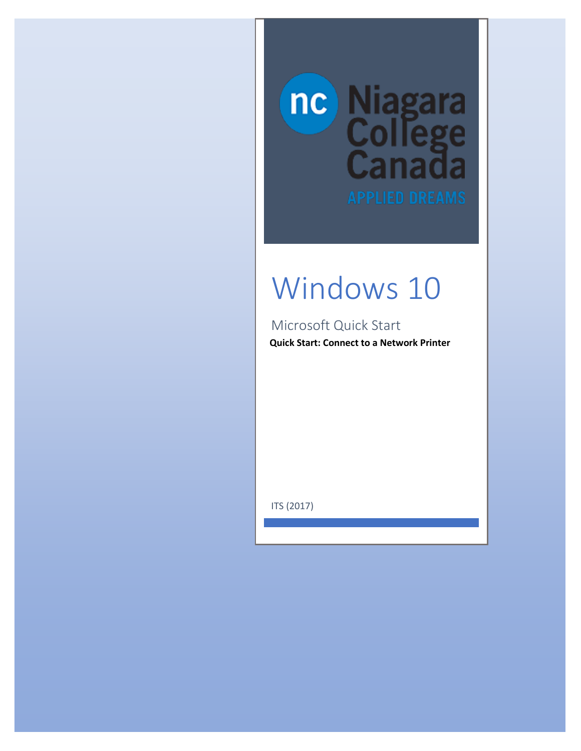Niagara College Canada

APPLIED DREAMS

# Windows 10

## Microsoft Quick Start

**Quick Start: Connect to a Network Printer**

ITS (2017)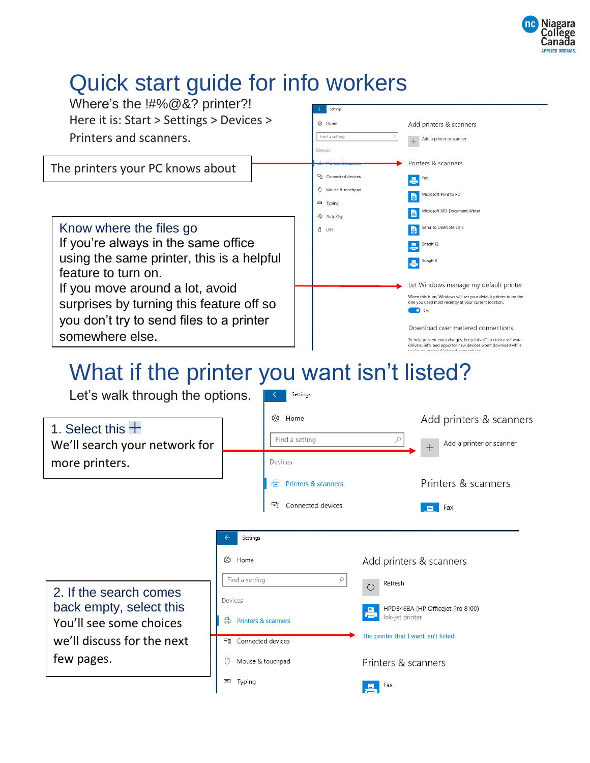# Quick start guide for info workers

Where's the !#%@&? printer?!

Here it is: Start > Settings > Devices > Printers and scanners.

The printers your PC knows about

**Know where the files go**

If you're always in the same office using the same printer, this is a helpful feature to turn on.

If you move around a lot, avoid surprises by turning this feature off so you don't try to send files to a printer somewhere else.

# What if the printer you want isn't listed?

Let's walk through the options.

1. Select this +

We'll search your network for more printers.

2. If the search comes back empty, select this

You'll see some choices we'll discuss for the next few pages.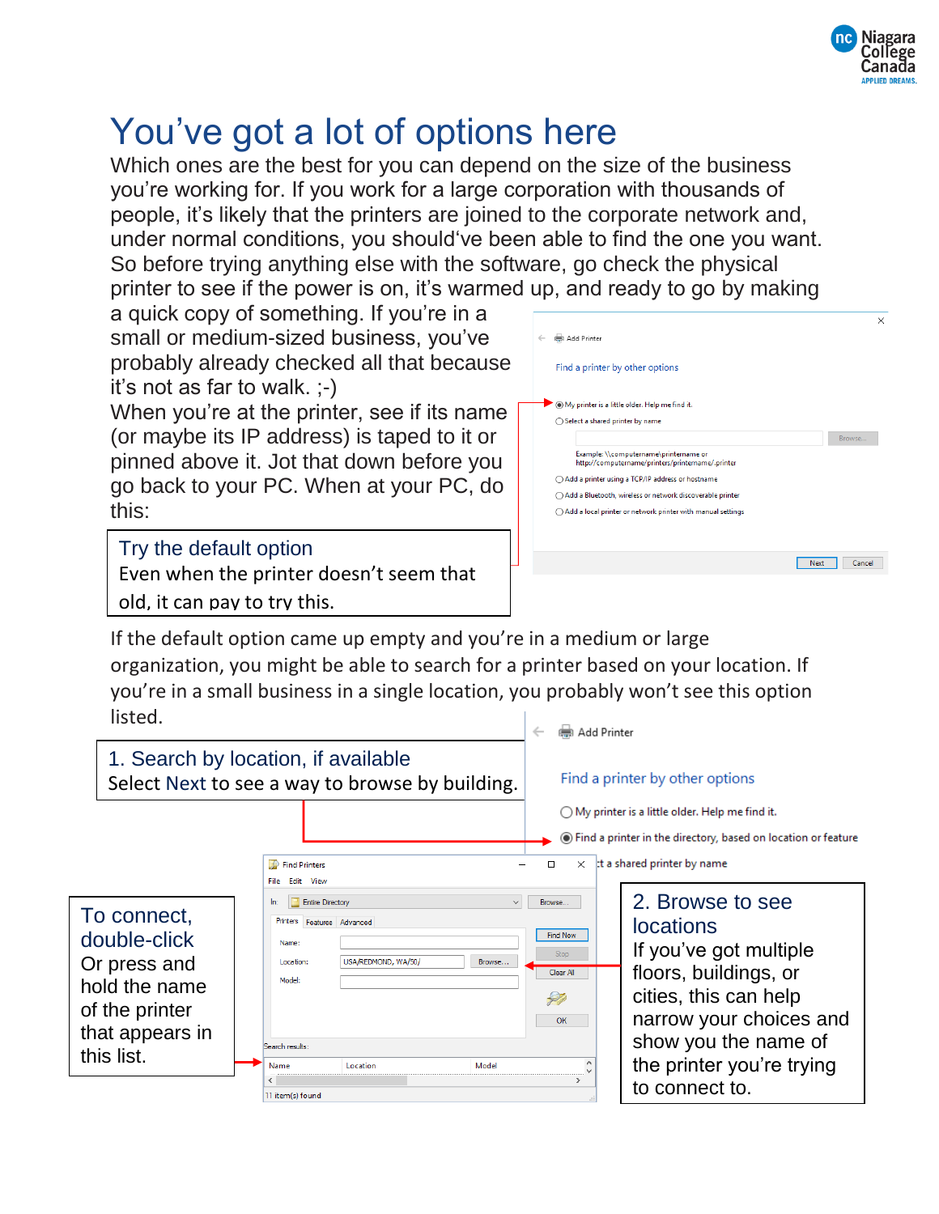# You've got a lot of options here

Which ones are the best for you can depend on the size of the business you're working for. If you work for a large corporation with thousands of people, it's likely that the printers are joined to the corporate network and, under normal conditions, you should've been able to find the one you want. So before trying anything else with the software, go check the physical printer to see if the power is on, it's warmed up, and ready to go by making a quick copy of something. If you're in a small or medium-sized business, you've probably already checked all that because it's not as far to walk. ;-)

When you're at the printer, see if its name (or maybe its IP address) is taped to it or pinned above it. Jot that down before you go back to your PC. When at your PC, do this:

**Try the default option**
Even when the printer doesn't seem that old, it can pay to try this.

If the default option came up empty and you're in a medium or large organization, you might be able to search for a printer based on your location. If you're in a small business in a single location, you probably won't see this option listed.

**1. Search by location, if available**
Select Next to see a way to browse by building.

**2. Browse to see locations**
If you've got multiple floors, buildings, or cities, this can help narrow your choices and show you the name of the printer you're trying to connect to.

**To connect, double-click**
Or press and hold the name of the printer that appears in this list.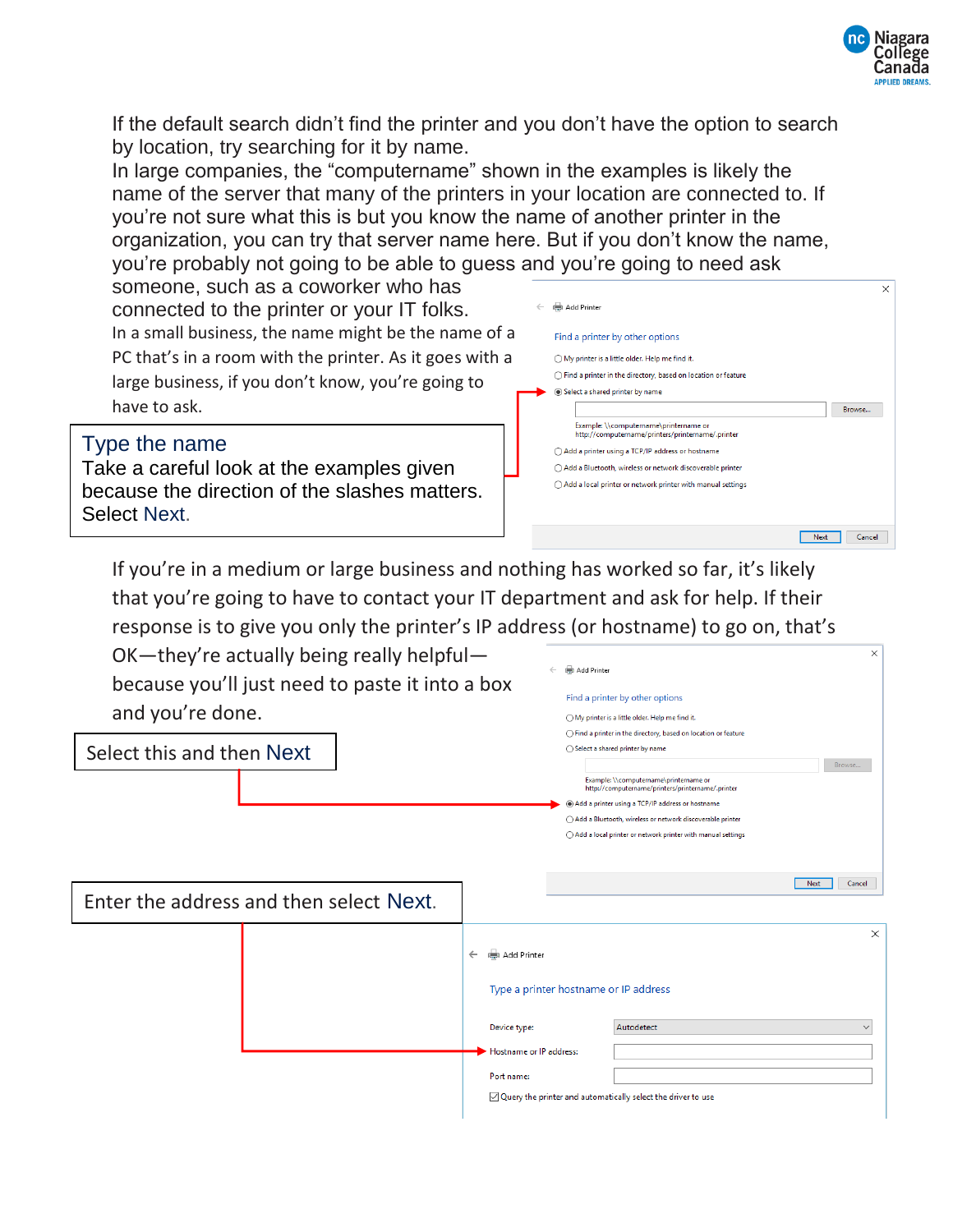If the default search didn't find the printer and you don't have the option to search by location, try searching for it by name.

In large companies, the "computername" shown in the examples is likely the name of the server that many of the printers in your location are connected to. If you're not sure what this is but you know the name of another printer in the organization, you can try that server name here. But if you don't know the name, you're probably not going to be able to guess and you're going to need ask someone, such as a coworker who has connected to the printer or your IT folks.

In a small business, the name might be the name of a PC that's in a room with the printer. As it goes with a large business, if you don't know, you're going to have to ask.

> Type the name
> Take a careful look at the examples given because the direction of the slashes matters.
> Select Next.

Add Printer

Find a printer by other options

- My printer is a little older. Help me find it.
- Find a printer in the directory, based on location or feature
- Select a shared printer by name

Browse...

Example: \\computername\printername or http://computername/printers/printername/.printer

- Add a printer using a TCP/IP address or hostname
- Add a Bluetooth, wireless or network discoverable printer
- Add a local printer or network printer with manual settings

Next | Cancel

If you're in a medium or large business and nothing has worked so far, it's likely that you're going to have to contact your IT department and ask for help. If their response is to give you only the printer's IP address (or hostname) to go on, that's OK—they're actually being really helpful—because you'll just need to paste it into a box and you're done.

> Select this and then Next

Add Printer

Find a printer by other options

- My printer is a little older. Help me find it.
- Find a printer in the directory, based on location or feature
- Select a shared printer by name

Browse...

Example: \\computername\printername or http://computername/printers/printername/.printer

- Add a printer using a TCP/IP address or hostname
- Add a Bluetooth, wireless or network discoverable printer
- Add a local printer or network printer with manual settings

Next | Cancel

> Enter the address and then select Next.

Add Printer

Type a printer hostname or IP address

Device type: Autodetect

Hostname or IP address:

Port name:

☑ Query the printer and automatically select the driver to use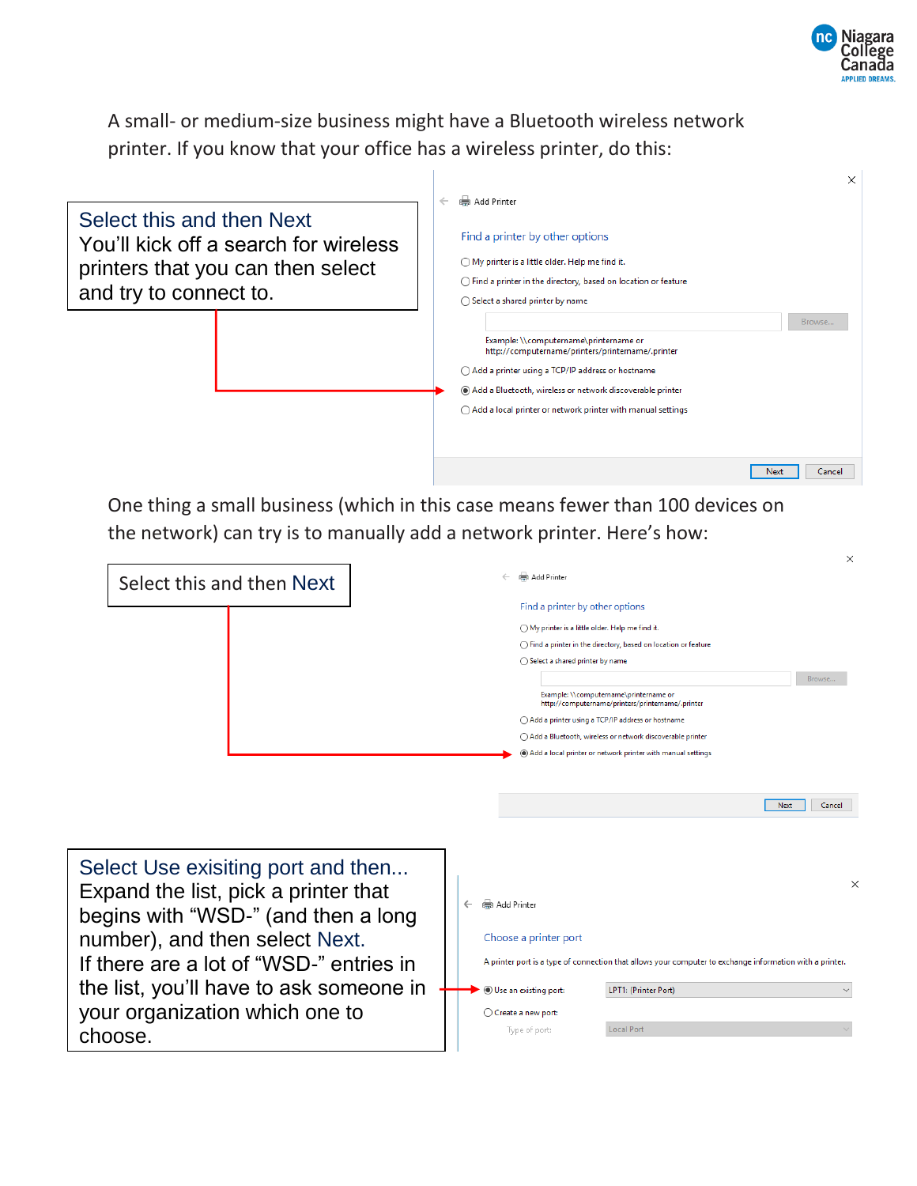A small- or medium-size business might have a Bluetooth wireless network printer. If you know that your office has a wireless printer, do this:

Select this and then Next
You'll kick off a search for wireless printers that you can then select and try to connect to.

Add Printer

Find a printer by other options

- My printer is a little older. Help me find it.
- Find a printer in the directory, based on location or feature
- Select a shared printer by name

Browse...

Example: \\computername\printername or
http://computername/printers/printername/.printer

- Add a printer using a TCP/IP address or hostname
- Add a Bluetooth, wireless or network discoverable printer
- Add a local printer or network printer with manual settings

Next Cancel

One thing a small business (which in this case means fewer than 100 devices on the network) can try is to manually add a network printer. Here's how:

Select this and then Next

Add Printer

Find a printer by other options

- My printer is a little older. Help me find it.
- Find a printer in the directory, based on location or feature
- Select a shared printer by name

Browse...

Example: \\computername\printername or
http://computername/printers/printername/.printer

- Add a printer using a TCP/IP address or hostname
- Add a Bluetooth, wireless or network discoverable printer
- Add a local printer or network printer with manual settings

Next Cancel

Select Use exisiting port and then...
Expand the list, pick a printer that begins with "WSD-" (and then a long number), and then select Next.
If there are a lot of "WSD-" entries in the list, you'll have to ask someone in your organization which one to choose.

Add Printer

Choose a printer port

A printer port is a type of connection that allows your computer to exchange information with a printer.

- Use an existing port: LPT1: (Printer Port)
- Create a new port:

Type of port: Local Port